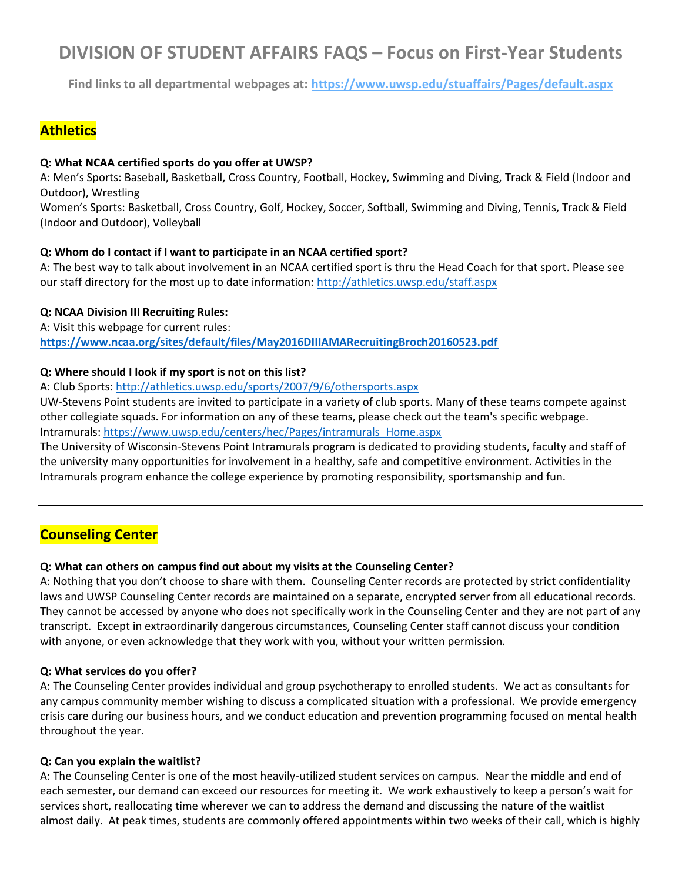# DIVISION OF STUDENT AFFAIRS FAQS – Focus on First-Year Students

**Find links to all departmental webpages at: https://www.uwsp.edu/stuaffairs/Pages/default.aspx**

## Athletics

**Q: What NCAA certified sports do you offer at UWSP?**

A: Men's Sports: Baseball, Basketball, Cross Country, Football, Hockey, Swimming and Diving, Track & Field (Indoor and Outdoor), Wrestling

Women's Sports: Basketball, Cross Country, Golf, Hockey, Soccer, Softball, Swimming and Diving, Tennis, Track & Field (Indoor and Outdoor), Volleyball

**Q: Whom do I contact if I want to participate in an NCAA certified sport?**

A: The best way to talk about involvement in an NCAA certified sport is thru the Head Coach for that sport. Please see our staff directory for the most up to date information: http://athletics.uwsp.edu/staff.aspx

**Q: NCAA Division III Recruiting Rules:**

A: Visit this webpage for current rules:
**https://www.ncaa.org/sites/default/files/May2016DIIIAMARecruitingBroch20160523.pdf**

**Q: Where should I look if my sport is not on this list?**

A: Club Sports: http://athletics.uwsp.edu/sports/2007/9/6/othersports.aspx

UW-Stevens Point students are invited to participate in a variety of club sports. Many of these teams compete against other collegiate squads. For information on any of these teams, please check out the team's specific webpage.

Intramurals: https://www.uwsp.edu/centers/hec/Pages/intramurals_Home.aspx

The University of Wisconsin-Stevens Point Intramurals program is dedicated to providing students, faculty and staff of the university many opportunities for involvement in a healthy, safe and competitive environment. Activities in the Intramurals program enhance the college experience by promoting responsibility, sportsmanship and fun.

---

## Counseling Center

**Q: What can others on campus find out about my visits at the Counseling Center?**

A: Nothing that you don't choose to share with them. Counseling Center records are protected by strict confidentiality laws and UWSP Counseling Center records are maintained on a separate, encrypted server from all educational records. They cannot be accessed by anyone who does not specifically work in the Counseling Center and they are not part of any transcript. Except in extraordinarily dangerous circumstances, Counseling Center staff cannot discuss your condition with anyone, or even acknowledge that they work with you, without your written permission.

**Q: What services do you offer?**

A: The Counseling Center provides individual and group psychotherapy to enrolled students. We act as consultants for any campus community member wishing to discuss a complicated situation with a professional. We provide emergency crisis care during our business hours, and we conduct education and prevention programming focused on mental health throughout the year.

**Q: Can you explain the waitlist?**

A: The Counseling Center is one of the most heavily-utilized student services on campus. Near the middle and end of each semester, our demand can exceed our resources for meeting it. We work exhaustively to keep a person's wait for services short, reallocating time wherever we can to address the demand and discussing the nature of the waitlist almost daily. At peak times, students are commonly offered appointments within two weeks of their call, which is highly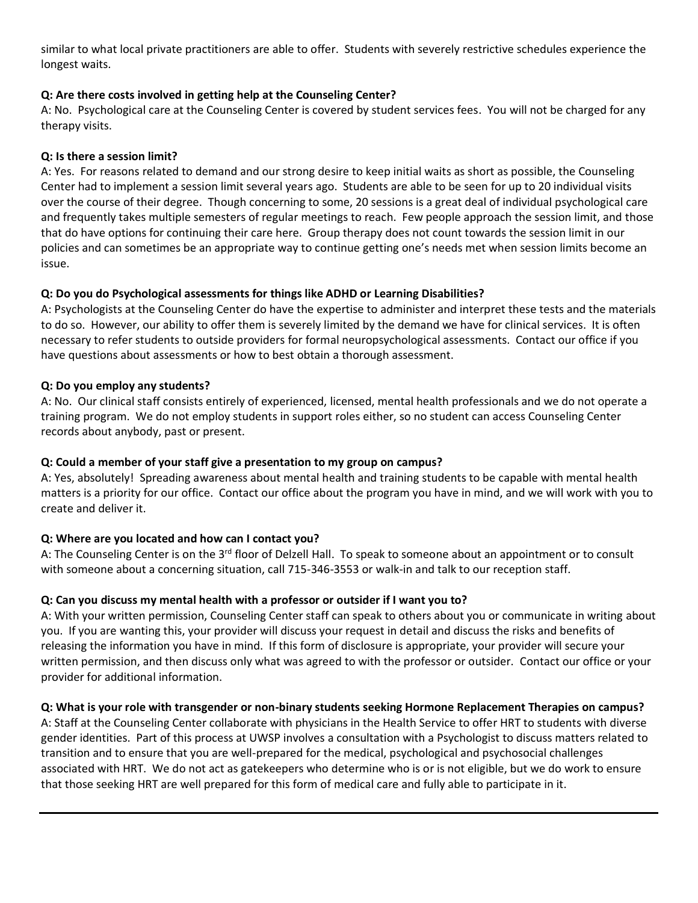similar to what local private practitioners are able to offer. Students with severely restrictive schedules experience the longest waits.

**Q: Are there costs involved in getting help at the Counseling Center?**

A: No. Psychological care at the Counseling Center is covered by student services fees. You will not be charged for any therapy visits.

**Q: Is there a session limit?**

A: Yes. For reasons related to demand and our strong desire to keep initial waits as short as possible, the Counseling Center had to implement a session limit several years ago. Students are able to be seen for up to 20 individual visits over the course of their degree. Though concerning to some, 20 sessions is a great deal of individual psychological care and frequently takes multiple semesters of regular meetings to reach. Few people approach the session limit, and those that do have options for continuing their care here. Group therapy does not count towards the session limit in our policies and can sometimes be an appropriate way to continue getting one's needs met when session limits become an issue.

**Q: Do you do Psychological assessments for things like ADHD or Learning Disabilities?**

A: Psychologists at the Counseling Center do have the expertise to administer and interpret these tests and the materials to do so. However, our ability to offer them is severely limited by the demand we have for clinical services. It is often necessary to refer students to outside providers for formal neuropsychological assessments. Contact our office if you have questions about assessments or how to best obtain a thorough assessment.

**Q: Do you employ any students?**

A: No. Our clinical staff consists entirely of experienced, licensed, mental health professionals and we do not operate a training program. We do not employ students in support roles either, so no student can access Counseling Center records about anybody, past or present.

**Q: Could a member of your staff give a presentation to my group on campus?**

A: Yes, absolutely! Spreading awareness about mental health and training students to be capable with mental health matters is a priority for our office. Contact our office about the program you have in mind, and we will work with you to create and deliver it.

**Q: Where are you located and how can I contact you?**

A: The Counseling Center is on the 3rd floor of Delzell Hall. To speak to someone about an appointment or to consult with someone about a concerning situation, call 715-346-3553 or walk-in and talk to our reception staff.

**Q: Can you discuss my mental health with a professor or outsider if I want you to?**

A: With your written permission, Counseling Center staff can speak to others about you or communicate in writing about you. If you are wanting this, your provider will discuss your request in detail and discuss the risks and benefits of releasing the information you have in mind. If this form of disclosure is appropriate, your provider will secure your written permission, and then discuss only what was agreed to with the professor or outsider. Contact our office or your provider for additional information.

**Q: What is your role with transgender or non-binary students seeking Hormone Replacement Therapies on campus?**

A: Staff at the Counseling Center collaborate with physicians in the Health Service to offer HRT to students with diverse gender identities. Part of this process at UWSP involves a consultation with a Psychologist to discuss matters related to transition and to ensure that you are well-prepared for the medical, psychological and psychosocial challenges associated with HRT. We do not act as gatekeepers who determine who is or is not eligible, but we do work to ensure that those seeking HRT are well prepared for this form of medical care and fully able to participate in it.

---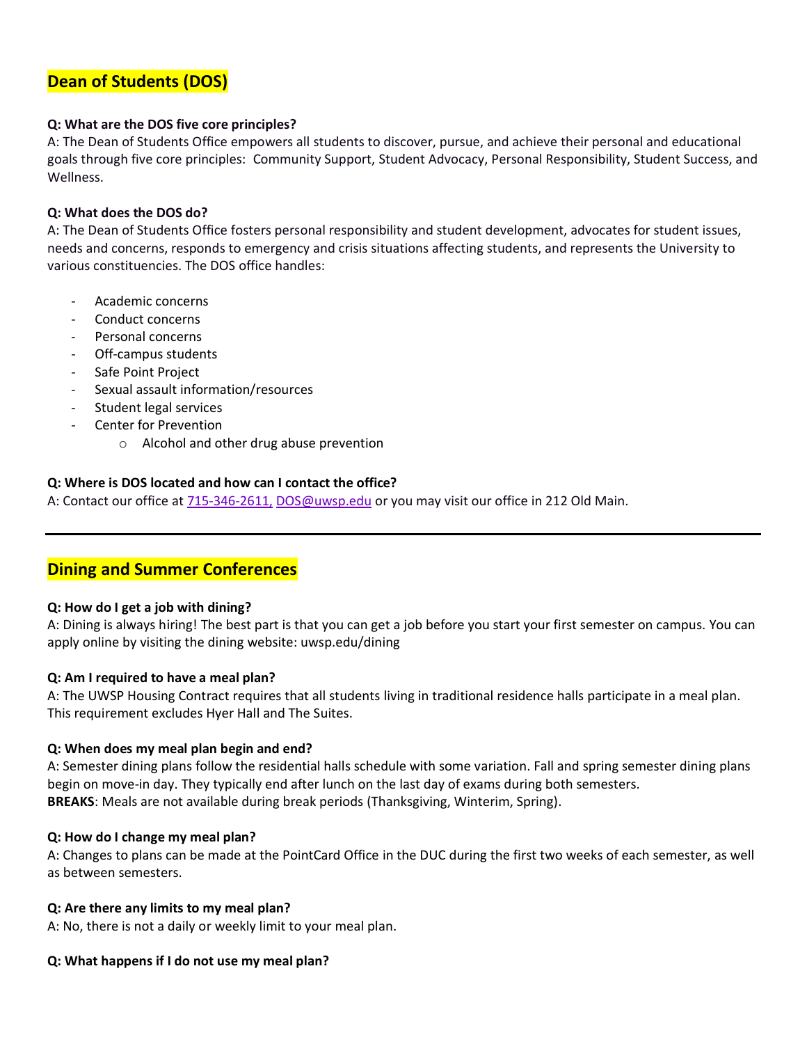## Dean of Students (DOS)

**Q: What are the DOS five core principles?**
A: The Dean of Students Office empowers all students to discover, pursue, and achieve their personal and educational goals through five core principles: Community Support, Student Advocacy, Personal Responsibility, Student Success, and Wellness.

**Q: What does the DOS do?**
A: The Dean of Students Office fosters personal responsibility and student development, advocates for student issues, needs and concerns, responds to emergency and crisis situations affecting students, and represents the University to various constituencies. The DOS office handles:

- Academic concerns
- Conduct concerns
- Personal concerns
- Off-campus students
- Safe Point Project
- Sexual assault information/resources
- Student legal services
- Center for Prevention
  - Alcohol and other drug abuse prevention

**Q: Where is DOS located and how can I contact the office?**
A: Contact our office at 715-346-2611, DOS@uwsp.edu or you may visit our office in 212 Old Main.

---

## Dining and Summer Conferences

**Q: How do I get a job with dining?**
A: Dining is always hiring! The best part is that you can get a job before you start your first semester on campus. You can apply online by visiting the dining website: uwsp.edu/dining

**Q: Am I required to have a meal plan?**
A: The UWSP Housing Contract requires that all students living in traditional residence halls participate in a meal plan. This requirement excludes Hyer Hall and The Suites.

**Q: When does my meal plan begin and end?**
A: Semester dining plans follow the residential halls schedule with some variation. Fall and spring semester dining plans begin on move-in day. They typically end after lunch on the last day of exams during both semesters.
**BREAKS**: Meals are not available during break periods (Thanksgiving, Winterim, Spring).

**Q: How do I change my meal plan?**
A: Changes to plans can be made at the PointCard Office in the DUC during the first two weeks of each semester, as well as between semesters.

**Q: Are there any limits to my meal plan?**
A: No, there is not a daily or weekly limit to your meal plan.

**Q: What happens if I do not use my meal plan?**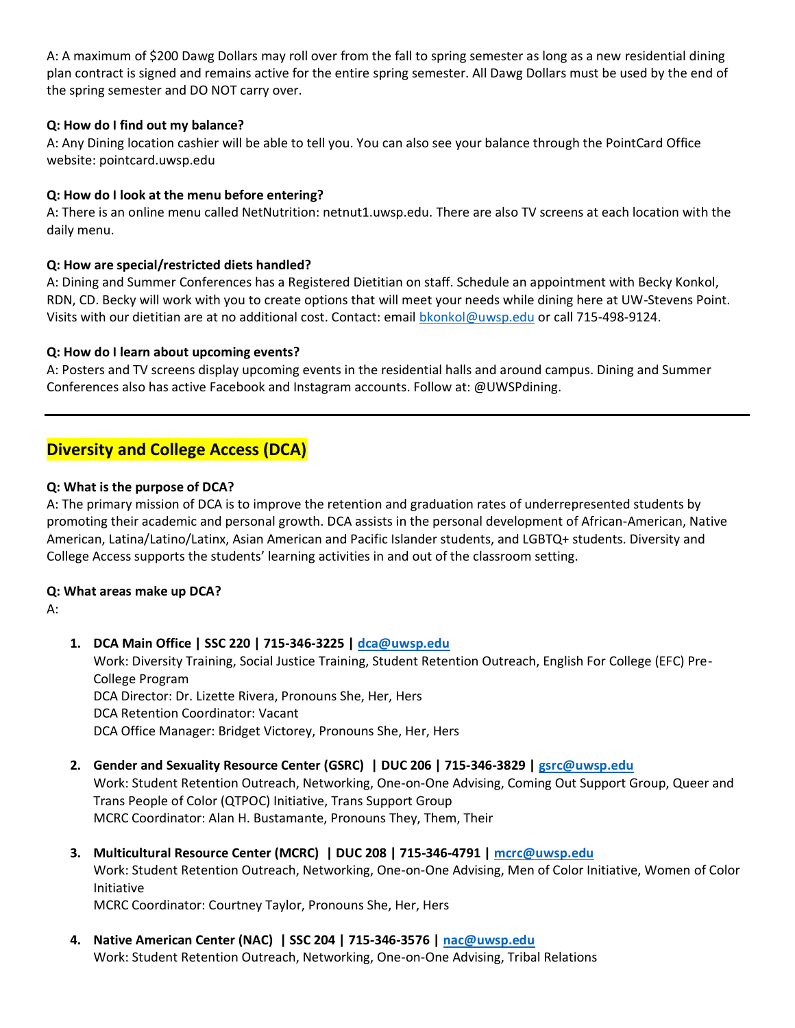A: A maximum of $200 Dawg Dollars may roll over from the fall to spring semester as long as a new residential dining plan contract is signed and remains active for the entire spring semester. All Dawg Dollars must be used by the end of the spring semester and DO NOT carry over.

**Q: How do I find out my balance?**
A: Any Dining location cashier will be able to tell you. You can also see your balance through the PointCard Office website: pointcard.uwsp.edu

**Q: How do I look at the menu before entering?**
A: There is an online menu called NetNutrition: netnut1.uwsp.edu. There are also TV screens at each location with the daily menu.

**Q: How are special/restricted diets handled?**
A: Dining and Summer Conferences has a Registered Dietitian on staff. Schedule an appointment with Becky Konkol, RDN, CD. Becky will work with you to create options that will meet your needs while dining here at UW-Stevens Point. Visits with our dietitian are at no additional cost. Contact: email bkonkol@uwsp.edu or call 715-498-9124.

**Q: How do I learn about upcoming events?**
A: Posters and TV screens display upcoming events in the residential halls and around campus. Dining and Summer Conferences also has active Facebook and Instagram accounts. Follow at: @UWSPdining.

---

## Diversity and College Access (DCA)

**Q: What is the purpose of DCA?**
A: The primary mission of DCA is to improve the retention and graduation rates of underrepresented students by promoting their academic and personal growth. DCA assists in the personal development of African-American, Native American, Latina/Latino/Latinx, Asian American and Pacific Islander students, and LGBTQ+ students. Diversity and College Access supports the students' learning activities in and out of the classroom setting.

**Q: What areas make up DCA?**
A:

1. **DCA Main Office | SSC 220 | 715-346-3225 | dca@uwsp.edu**
   Work: Diversity Training, Social Justice Training, Student Retention Outreach, English For College (EFC) Pre-College Program
   DCA Director: Dr. Lizette Rivera, Pronouns She, Her, Hers
   DCA Retention Coordinator: Vacant
   DCA Office Manager: Bridget Victorey, Pronouns She, Her, Hers

2. **Gender and Sexuality Resource Center (GSRC) | DUC 206 | 715-346-3829 | gsrc@uwsp.edu**
   Work: Student Retention Outreach, Networking, One-on-One Advising, Coming Out Support Group, Queer and Trans People of Color (QTPOC) Initiative, Trans Support Group
   MCRC Coordinator: Alan H. Bustamante, Pronouns They, Them, Their

3. **Multicultural Resource Center (MCRC) | DUC 208 | 715-346-4791 | mcrc@uwsp.edu**
   Work: Student Retention Outreach, Networking, One-on-One Advising, Men of Color Initiative, Women of Color Initiative
   MCRC Coordinator: Courtney Taylor, Pronouns She, Her, Hers

4. **Native American Center (NAC) | SSC 204 | 715-346-3576 | nac@uwsp.edu**
   Work: Student Retention Outreach, Networking, One-on-One Advising, Tribal Relations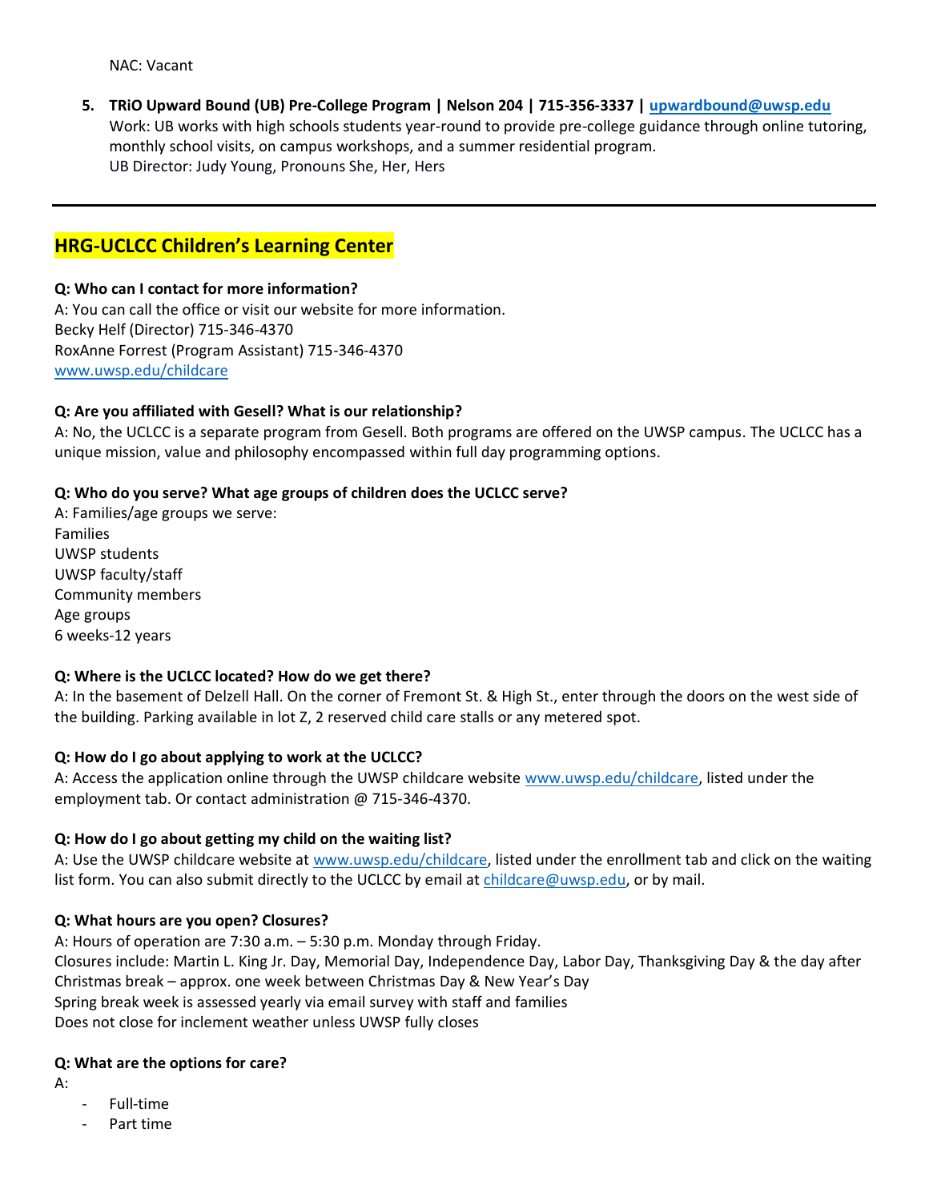NAC: Vacant

5. **TRiO Upward Bound (UB) Pre-College Program | Nelson 204 | 715-356-3337 | [upwardbound@uwsp.edu](mailto:upwardbound@uwsp.edu)**
   Work: UB works with high schools students year-round to provide pre-college guidance through online tutoring, monthly school visits, on campus workshops, and a summer residential program.
   UB Director: Judy Young, Pronouns She, Her, Hers

---

## HRG-UCLCC Children's Learning Center

**Q: Who can I contact for more information?**
A: You can call the office or visit our website for more information.
Becky Helf (Director) 715-346-4370
RoxAnne Forrest (Program Assistant) 715-346-4370
[www.uwsp.edu/childcare](http://www.uwsp.edu/childcare)

**Q: Are you affiliated with Gesell? What is our relationship?**
A: No, the UCLCC is a separate program from Gesell. Both programs are offered on the UWSP campus. The UCLCC has a unique mission, value and philosophy encompassed within full day programming options.

**Q: Who do you serve? What age groups of children does the UCLCC serve?**
A: Families/age groups we serve:
Families
UWSP students
UWSP faculty/staff
Community members
Age groups
6 weeks-12 years

**Q: Where is the UCLCC located? How do we get there?**
A: In the basement of Delzell Hall. On the corner of Fremont St. & High St., enter through the doors on the west side of the building. Parking available in lot Z, 2 reserved child care stalls or any metered spot.

**Q: How do I go about applying to work at the UCLCC?**
A: Access the application online through the UWSP childcare website [www.uwsp.edu/childcare](http://www.uwsp.edu/childcare), listed under the employment tab. Or contact administration @ 715-346-4370.

**Q: How do I go about getting my child on the waiting list?**
A: Use the UWSP childcare website at [www.uwsp.edu/childcare](http://www.uwsp.edu/childcare), listed under the enrollment tab and click on the waiting list form. You can also submit directly to the UCLCC by email at [childcare@uwsp.edu](mailto:childcare@uwsp.edu), or by mail.

**Q: What hours are you open? Closures?**
A: Hours of operation are 7:30 a.m. – 5:30 p.m. Monday through Friday.
Closures include: Martin L. King Jr. Day, Memorial Day, Independence Day, Labor Day, Thanksgiving Day & the day after
Christmas break – approx. one week between Christmas Day & New Year's Day
Spring break week is assessed yearly via email survey with staff and families
Does not close for inclement weather unless UWSP fully closes

**Q: What are the options for care?**
A:

- Full-time
- Part time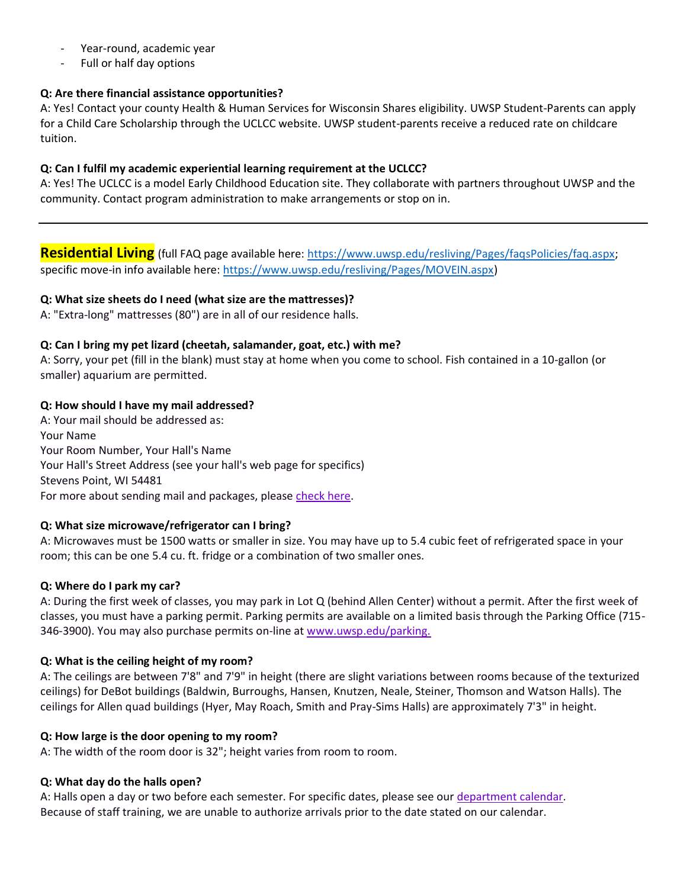- Year-round, academic year
- Full or half day options

**Q: Are there financial assistance opportunities?**
A: Yes! Contact your county Health & Human Services for Wisconsin Shares eligibility. UWSP Student-Parents can apply for a Child Care Scholarship through the UCLCC website. UWSP student-parents receive a reduced rate on childcare tuition.

**Q: Can I fulfil my academic experiential learning requirement at the UCLCC?**
A: Yes! The UCLCC is a model Early Childhood Education site. They collaborate with partners throughout UWSP and the community. Contact program administration to make arrangements or stop on in.

---

## Residential Living

(full FAQ page available here: https://www.uwsp.edu/resliving/Pages/faqsPolicies/faq.aspx; specific move-in info available here: https://www.uwsp.edu/resliving/Pages/MOVEIN.aspx)

**Q: What size sheets do I need (what size are the mattresses)?**
A: "Extra-long" mattresses (80") are in all of our residence halls.

**Q: Can I bring my pet lizard (cheetah, salamander, goat, etc.) with me?**
A: Sorry, your pet (fill in the blank) must stay at home when you come to school. Fish contained in a 10-gallon (or smaller) aquarium are permitted.

**Q: How should I have my mail addressed?**
A: Your mail should be addressed as:
Your Name
Your Room Number, Your Hall's Name
Your Hall's Street Address (see your hall's web page for specifics)
Stevens Point, WI 54481
For more about sending mail and packages, please check here.

**Q: What size microwave/refrigerator can I bring?**
A: Microwaves must be 1500 watts or smaller in size. You may have up to 5.4 cubic feet of refrigerated space in your room; this can be one 5.4 cu. ft. fridge or a combination of two smaller ones.

**Q: Where do I park my car?**
A: During the first week of classes, you may park in Lot Q (behind Allen Center) without a permit. After the first week of classes, you must have a parking permit. Parking permits are available on a limited basis through the Parking Office (715-346-3900). You may also purchase permits on-line at www.uwsp.edu/parking.

**Q: What is the ceiling height of my room?**
A: The ceilings are between 7'8" and 7'9" in height (there are slight variations between rooms because of the texturized ceilings) for DeBot buildings (Baldwin, Burroughs, Hansen, Knutzen, Neale, Steiner, Thomson and Watson Halls). The ceilings for Allen quad buildings (Hyer, May Roach, Smith and Pray-Sims Halls) are approximately 7'3" in height.

**Q: How large is the door opening to my room?**
A: The width of the room door is 32"; height varies from room to room.

**Q: What day do the halls open?**
A: Halls open a day or two before each semester. For specific dates, please see our department calendar.
Because of staff training, we are unable to authorize arrivals prior to the date stated on our calendar.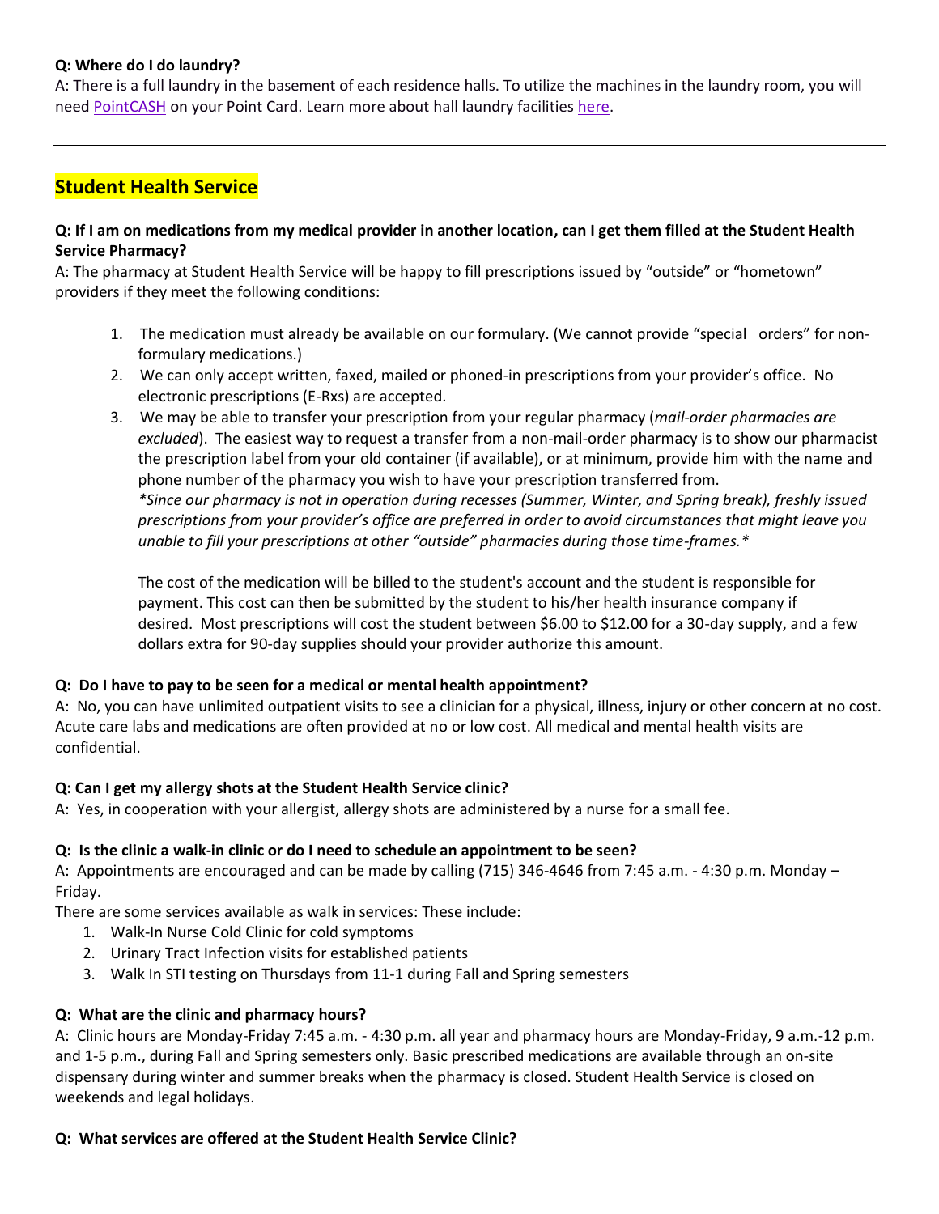**Q: Where do I do laundry?**
A: There is a full laundry in the basement of each residence halls. To utilize the machines in the laundry room, you will need PointCASH on your Point Card. Learn more about hall laundry facilities here.

---

## Student Health Service

**Q: If I am on medications from my medical provider in another location, can I get them filled at the Student Health Service Pharmacy?**
A: The pharmacy at Student Health Service will be happy to fill prescriptions issued by "outside" or "hometown" providers if they meet the following conditions:

1. The medication must already be available on our formulary. (We cannot provide "special orders" for non-formulary medications.)
2. We can only accept written, faxed, mailed or phoned-in prescriptions from your provider's office. No electronic prescriptions (E-Rxs) are accepted.
3. We may be able to transfer your prescription from your regular pharmacy (*mail-order pharmacies are excluded*). The easiest way to request a transfer from a non-mail-order pharmacy is to show our pharmacist the prescription label from your old container (if available), or at minimum, provide him with the name and phone number of the pharmacy you wish to have your prescription transferred from.
   **Since our pharmacy is not in operation during recesses (Summer, Winter, and Spring break), freshly issued prescriptions from your provider's office are preferred in order to avoid circumstances that might leave you unable to fill your prescriptions at other "outside" pharmacies during those time-frames.**

   The cost of the medication will be billed to the student's account and the student is responsible for payment. This cost can then be submitted by the student to his/her health insurance company if desired. Most prescriptions will cost the student between $6.00 to $12.00 for a 30-day supply, and a few dollars extra for 90-day supplies should your provider authorize this amount.

**Q: Do I have to pay to be seen for a medical or mental health appointment?**
A: No, you can have unlimited outpatient visits to see a clinician for a physical, illness, injury or other concern at no cost. Acute care labs and medications are often provided at no or low cost. All medical and mental health visits are confidential.

**Q: Can I get my allergy shots at the Student Health Service clinic?**
A: Yes, in cooperation with your allergist, allergy shots are administered by a nurse for a small fee.

**Q: Is the clinic a walk-in clinic or do I need to schedule an appointment to be seen?**
A: Appointments are encouraged and can be made by calling (715) 346-4646 from 7:45 a.m. - 4:30 p.m. Monday – Friday.
There are some services available as walk in services: These include:

1. Walk-In Nurse Cold Clinic for cold symptoms
2. Urinary Tract Infection visits for established patients
3. Walk In STI testing on Thursdays from 11-1 during Fall and Spring semesters

**Q: What are the clinic and pharmacy hours?**
A: Clinic hours are Monday-Friday 7:45 a.m. - 4:30 p.m. all year and pharmacy hours are Monday-Friday, 9 a.m.-12 p.m. and 1-5 p.m., during Fall and Spring semesters only. Basic prescribed medications are available through an on-site dispensary during winter and summer breaks when the pharmacy is closed. Student Health Service is closed on weekends and legal holidays.

**Q: What services are offered at the Student Health Service Clinic?**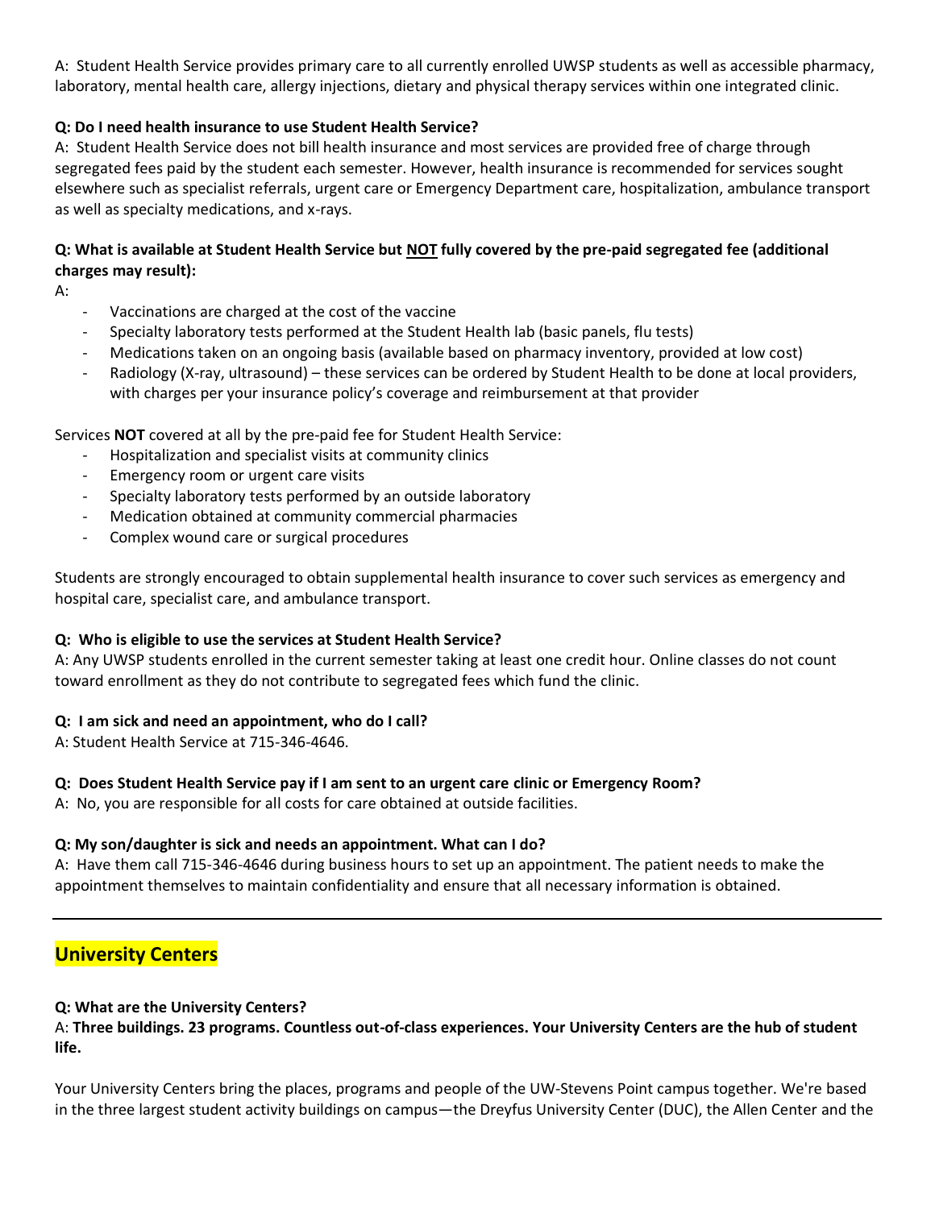A: Student Health Service provides primary care to all currently enrolled UWSP students as well as accessible pharmacy, laboratory, mental health care, allergy injections, dietary and physical therapy services within one integrated clinic.

**Q: Do I need health insurance to use Student Health Service?**

A: Student Health Service does not bill health insurance and most services are provided free of charge through segregated fees paid by the student each semester. However, health insurance is recommended for services sought elsewhere such as specialist referrals, urgent care or Emergency Department care, hospitalization, ambulance transport as well as specialty medications, and x-rays.

**Q: What is available at Student Health Service but <u>NOT</u> fully covered by the pre-paid segregated fee (additional charges may result):**

A:

- Vaccinations are charged at the cost of the vaccine
- Specialty laboratory tests performed at the Student Health lab (basic panels, flu tests)
- Medications taken on an ongoing basis (available based on pharmacy inventory, provided at low cost)
- Radiology (X-ray, ultrasound) – these services can be ordered by Student Health to be done at local providers, with charges per your insurance policy's coverage and reimbursement at that provider

Services **NOT** covered at all by the pre-paid fee for Student Health Service:

- Hospitalization and specialist visits at community clinics
- Emergency room or urgent care visits
- Specialty laboratory tests performed by an outside laboratory
- Medication obtained at community commercial pharmacies
- Complex wound care or surgical procedures

Students are strongly encouraged to obtain supplemental health insurance to cover such services as emergency and hospital care, specialist care, and ambulance transport.

**Q: Who is eligible to use the services at Student Health Service?**

A: Any UWSP students enrolled in the current semester taking at least one credit hour. Online classes do not count toward enrollment as they do not contribute to segregated fees which fund the clinic.

**Q: I am sick and need an appointment, who do I call?**

A: Student Health Service at 715-346-4646.

**Q: Does Student Health Service pay if I am sent to an urgent care clinic or Emergency Room?**

A: No, you are responsible for all costs for care obtained at outside facilities.

**Q: My son/daughter is sick and needs an appointment. What can I do?**

A: Have them call 715-346-4646 during business hours to set up an appointment. The patient needs to make the appointment themselves to maintain confidentiality and ensure that all necessary information is obtained.

---

## University Centers

**Q: What are the University Centers?**

A: **Three buildings. 23 programs. Countless out-of-class experiences. Your University Centers are the hub of student life.**

Your University Centers bring the places, programs and people of the UW-Stevens Point campus together. We're based in the three largest student activity buildings on campus—the Dreyfus University Center (DUC), the Allen Center and the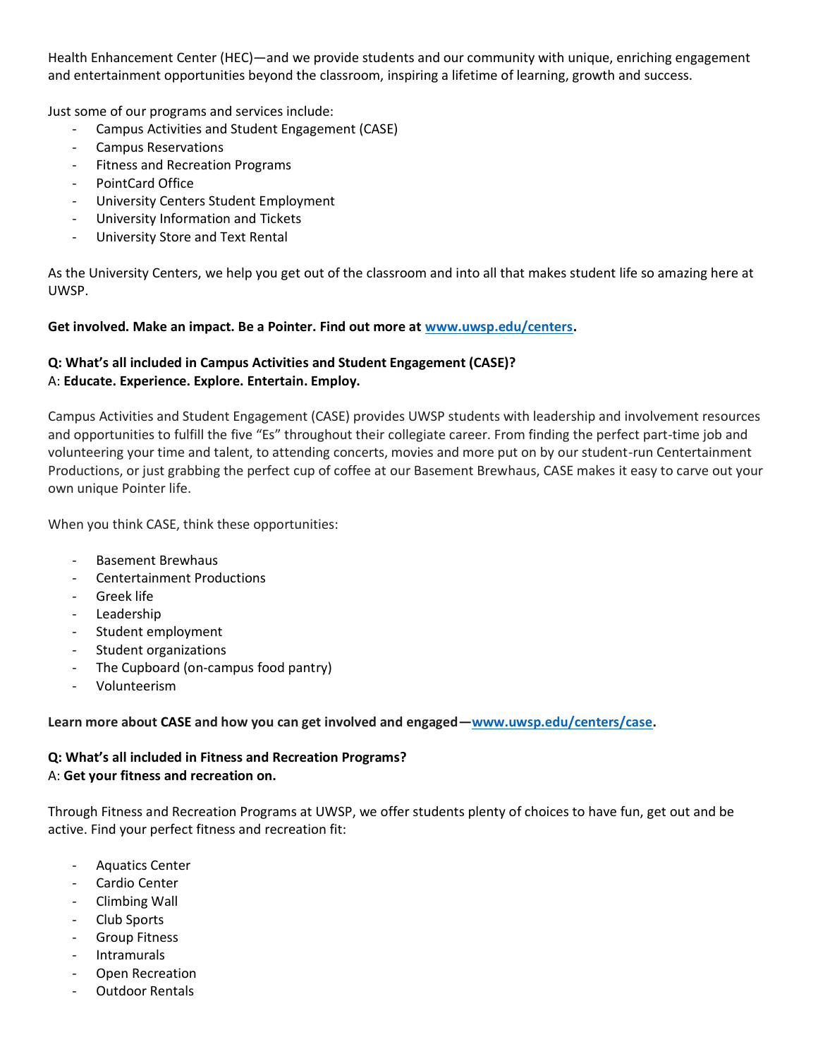Health Enhancement Center (HEC)—and we provide students and our community with unique, enriching engagement and entertainment opportunities beyond the classroom, inspiring a lifetime of learning, growth and success.

Just some of our programs and services include:

- Campus Activities and Student Engagement (CASE)
- Campus Reservations
- Fitness and Recreation Programs
- PointCard Office
- University Centers Student Employment
- University Information and Tickets
- University Store and Text Rental

As the University Centers, we help you get out of the classroom and into all that makes student life so amazing here at UWSP.

**Get involved. Make an impact. Be a Pointer. Find out more at [www.uwsp.edu/centers](www.uwsp.edu/centers).**

**Q: What's all included in Campus Activities and Student Engagement (CASE)?**
A: **Educate. Experience. Explore. Entertain. Employ.**

Campus Activities and Student Engagement (CASE) provides UWSP students with leadership and involvement resources and opportunities to fulfill the five "Es" throughout their collegiate career. From finding the perfect part-time job and volunteering your time and talent, to attending concerts, movies and more put on by our student-run Centertainment Productions, or just grabbing the perfect cup of coffee at our Basement Brewhaus, CASE makes it easy to carve out your own unique Pointer life.

When you think CASE, think these opportunities:

- Basement Brewhaus
- Centertainment Productions
- Greek life
- Leadership
- Student employment
- Student organizations
- The Cupboard (on-campus food pantry)
- Volunteerism

**Learn more about CASE and how you can get involved and engaged—[www.uwsp.edu/centers/case](www.uwsp.edu/centers/case).**

**Q: What's all included in Fitness and Recreation Programs?**
A: **Get your fitness and recreation on.**

Through Fitness and Recreation Programs at UWSP, we offer students plenty of choices to have fun, get out and be active. Find your perfect fitness and recreation fit:

- Aquatics Center
- Cardio Center
- Climbing Wall
- Club Sports
- Group Fitness
- Intramurals
- Open Recreation
- Outdoor Rentals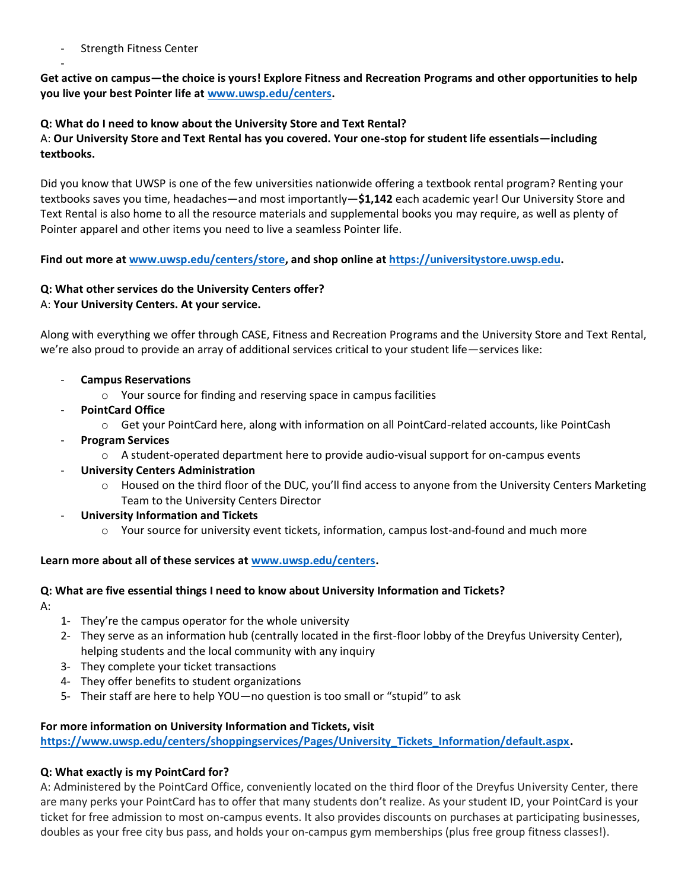- Strength Fitness Center
- 

**Get active on campus—the choice is yours! Explore Fitness and Recreation Programs and other opportunities to help you live your best Pointer life at [www.uwsp.edu/centers](www.uwsp.edu/centers).**

**Q: What do I need to know about the University Store and Text Rental?**
A: **Our University Store and Text Rental has you covered. Your one-stop for student life essentials—including textbooks.**

Did you know that UWSP is one of the few universities nationwide offering a textbook rental program? Renting your textbooks saves you time, headaches—and most importantly—**$1,142** each academic year! Our University Store and Text Rental is also home to all the resource materials and supplemental books you may require, as well as plenty of Pointer apparel and other items you need to live a seamless Pointer life.

**Find out more at [www.uwsp.edu/centers/store](www.uwsp.edu/centers/store), and shop online at [https://universitystore.uwsp.edu](https://universitystore.uwsp.edu).**

**Q: What other services do the University Centers offer?**
A: **Your University Centers. At your service.**

Along with everything we offer through CASE, Fitness and Recreation Programs and the University Store and Text Rental, we're also proud to provide an array of additional services critical to your student life—services like:

- **Campus Reservations**
  - Your source for finding and reserving space in campus facilities
- **PointCard Office**
  - Get your PointCard here, along with information on all PointCard-related accounts, like PointCash
- **Program Services**
  - A student-operated department here to provide audio-visual support for on-campus events
- **University Centers Administration**
  - Housed on the third floor of the DUC, you'll find access to anyone from the University Centers Marketing Team to the University Centers Director
- **University Information and Tickets**
  - Your source for university event tickets, information, campus lost-and-found and much more

**Learn more about all of these services at [www.uwsp.edu/centers](www.uwsp.edu/centers).**

**Q: What are five essential things I need to know about University Information and Tickets?**
A:

1- They're the campus operator for the whole university
2- They serve as an information hub (centrally located in the first-floor lobby of the Dreyfus University Center), helping students and the local community with any inquiry
3- They complete your ticket transactions
4- They offer benefits to student organizations
5- Their staff are here to help YOU—no question is too small or "stupid" to ask

**For more information on University Information and Tickets, visit [https://www.uwsp.edu/centers/shoppingservices/Pages/University_Tickets_Information/default.aspx](https://www.uwsp.edu/centers/shoppingservices/Pages/University_Tickets_Information/default.aspx).**

**Q: What exactly is my PointCard for?**
A: Administered by the PointCard Office, conveniently located on the third floor of the Dreyfus University Center, there are many perks your PointCard has to offer that many students don't realize. As your student ID, your PointCard is your ticket for free admission to most on-campus events. It also provides discounts on purchases at participating businesses, doubles as your free city bus pass, and holds your on-campus gym memberships (plus free group fitness classes!).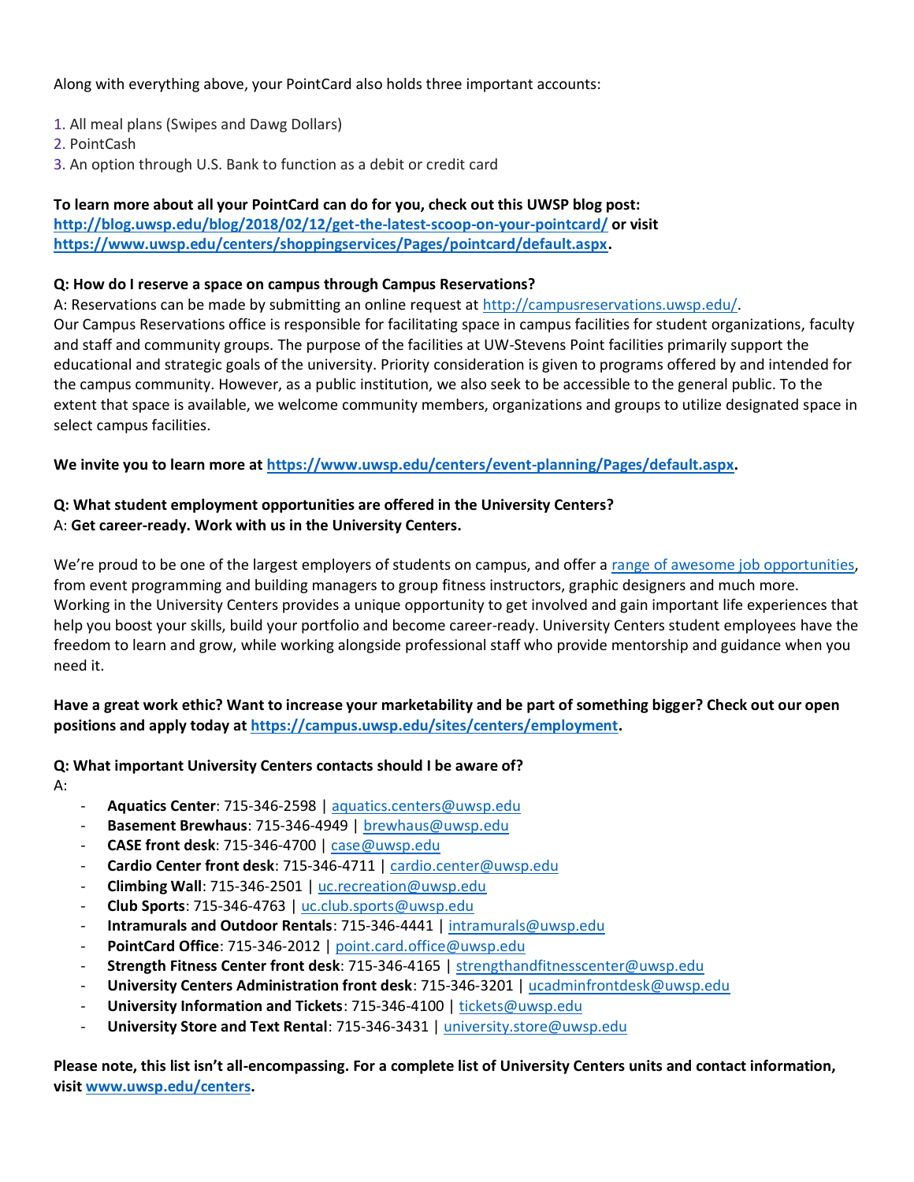Along with everything above, your PointCard also holds three important accounts:

1. All meal plans (Swipes and Dawg Dollars)
2. PointCash
3. An option through U.S. Bank to function as a debit or credit card

**To learn more about all your PointCard can do for you, check out this UWSP blog post: http://blog.uwsp.edu/blog/2018/02/12/get-the-latest-scoop-on-your-pointcard/ or visit https://www.uwsp.edu/centers/shoppingservices/Pages/pointcard/default.aspx.**

**Q: How do I reserve a space on campus through Campus Reservations?**

A: Reservations can be made by submitting an online request at http://campusreservations.uwsp.edu/.
Our Campus Reservations office is responsible for facilitating space in campus facilities for student organizations, faculty and staff and community groups. The purpose of the facilities at UW-Stevens Point facilities primarily support the educational and strategic goals of the university. Priority consideration is given to programs offered by and intended for the campus community. However, as a public institution, we also seek to be accessible to the general public. To the extent that space is available, we welcome community members, organizations and groups to utilize designated space in select campus facilities.

**We invite you to learn more at https://www.uwsp.edu/centers/event-planning/Pages/default.aspx.**

**Q: What student employment opportunities are offered in the University Centers?**

A: **Get career-ready. Work with us in the University Centers.**

We're proud to be one of the largest employers of students on campus, and offer a range of awesome job opportunities, from event programming and building managers to group fitness instructors, graphic designers and much more. Working in the University Centers provides a unique opportunity to get involved and gain important life experiences that help you boost your skills, build your portfolio and become career-ready. University Centers student employees have the freedom to learn and grow, while working alongside professional staff who provide mentorship and guidance when you need it.

**Have a great work ethic? Want to increase your marketability and be part of something bigger? Check out our open positions and apply today at https://campus.uwsp.edu/sites/centers/employment.**

**Q: What important University Centers contacts should I be aware of?**

A:

- **Aquatics Center**: 715-346-2598 | aquatics.centers@uwsp.edu
- **Basement Brewhaus**: 715-346-4949 | brewhaus@uwsp.edu
- **CASE front desk**: 715-346-4700 | case@uwsp.edu
- **Cardio Center front desk**: 715-346-4711 | cardio.center@uwsp.edu
- **Climbing Wall**: 715-346-2501 | uc.recreation@uwsp.edu
- **Club Sports**: 715-346-4763 | uc.club.sports@uwsp.edu
- **Intramurals and Outdoor Rentals**: 715-346-4441 | intramurals@uwsp.edu
- **PointCard Office**: 715-346-2012 | point.card.office@uwsp.edu
- **Strength Fitness Center front desk**: 715-346-4165 | strengthandfitnesscenter@uwsp.edu
- **University Centers Administration front desk**: 715-346-3201 | ucadminfrontdesk@uwsp.edu
- **University Information and Tickets**: 715-346-4100 | tickets@uwsp.edu
- **University Store and Text Rental**: 715-346-3431 | university.store@uwsp.edu

**Please note, this list isn't all-encompassing. For a complete list of University Centers units and contact information, visit www.uwsp.edu/centers.**